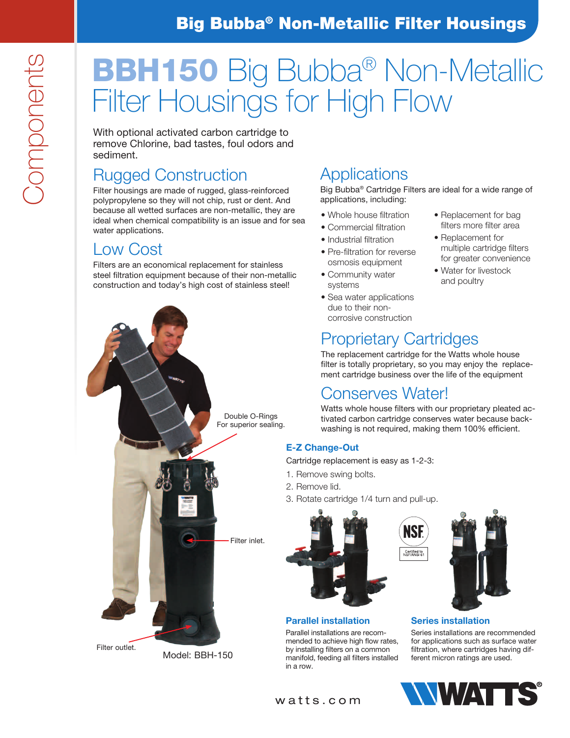# BBH150 Big Bubba® Non-Metallic Filter Housings for High Flow

With optional activated carbon cartridge to remove Chlorine, bad tastes, foul odors and sediment.

## Rugged Construction

Filter housings are made of rugged, glass-reinforced polypropylene so they will not chip, rust or dent. And because all wetted surfaces are non-metallic, they are ideal when chemical compatibility is an issue and for sea water applications.

## Low Cost

Filters are an economical replacement for stainless steel filtration equipment because of their non-metallic construction and today's high cost of stainless steel!

## Applications

Big Bubba® Cartridge Filters are ideal for a wide range of applications, including:

- Whole house filtration
- Commercial filtration
- Industrial filtration
- Pre-filtration for reverse osmosis equipment
- Community water systems
- Sea water applications due to their non-corrosive construction
- Replacement for bag filters more filter area
- Replacement for multiple cartridge filters for greater convenience
- Water for livestock and poultry

## Proprietary Cartridges

The replacement cartridge for the Watts whole house filter is totally proprietary, so you may enjoy the replacement cartridge business over the life of the equipment

## Conserves Water!

Watts whole house filters with our proprietary pleated activated carbon cartridge conserves water because backwashing is not required, making them 100% efficient.

Double O-Rings For superior sealing.

Filter inlet.

Filter outlet.

Model: BBH-150

### E-Z Change-Out

Cartridge replacement is easy as 1-2-3:

1. Remove swing bolts.
2. Remove lid.
3. Rotate cartridge 1/4 turn and pull-up.

NSF Certified to NSF/ANSI 61

### Parallel installation

Parallel installations are recommended to achieve high flow rates, by installing filters on a common manifold, feeding all filters installed in a row.

### Series installation

Series installations are recommended for applications such as surface water filtration, where cartridges having different micron ratings are used.

watts.com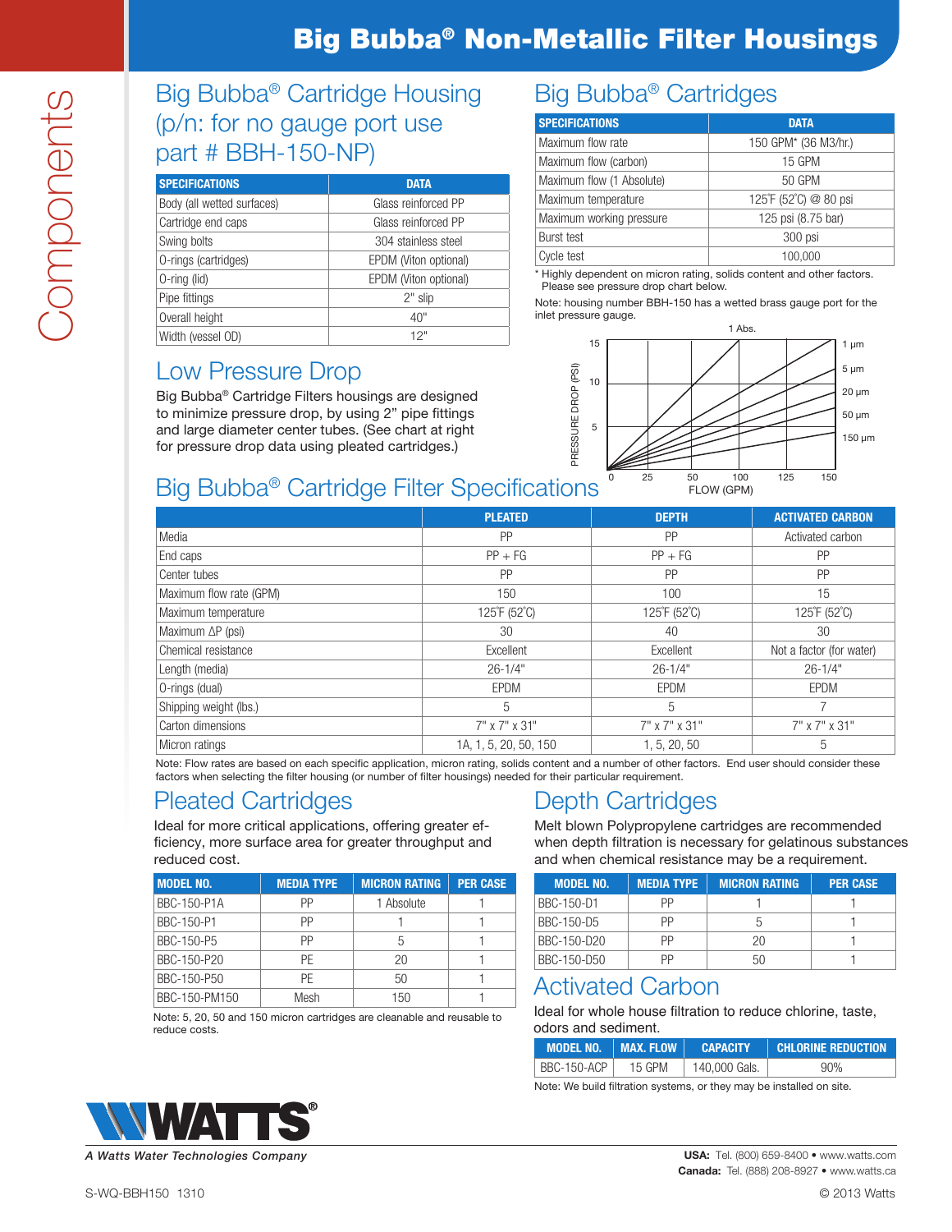# Big Bubba® Non-Metallic Filter Housings

Components

## Big Bubba® Cartridge Housing (p/n: for no gauge port use part # BBH-150-NP)

| SPECIFICATIONS | DATA |
|---|---|
| Body (all wetted surfaces) | Glass reinforced PP |
| Cartridge end caps | Glass reinforced PP |
| Swing bolts | 304 stainless steel |
| O-rings (cartridges) | EPDM (Viton optional) |
| O-ring (lid) | EPDM (Viton optional) |
| Pipe fittings | 2" slip |
| Overall height | 40" |
| Width (vessel OD) | 12" |

## Low Pressure Drop

Big Bubba® Cartridge Filters housings are designed to minimize pressure drop, by using 2" pipe fittings and large diameter center tubes. (See chart at right for pressure drop data using pleated cartridges.)

## Big Bubba® Cartridges

| SPECIFICATIONS | DATA |
|---|---|
| Maximum flow rate | 150 GPM* (36 M3/hr.) |
| Maximum flow (carbon) | 15 GPM |
| Maximum flow (1 Absolute) | 50 GPM |
| Maximum temperature | 125˚F (52˚C) @ 80 psi |
| Maximum working pressure | 125 psi (8.75 bar) |
| Burst test | 300 psi |
| Cycle test | 100,000 |

\* Highly dependent on micron rating, solids content and other factors. Please see pressure drop chart below.

Note: housing number BBH-150 has a wetted brass gauge port for the inlet pressure gauge.

1 Abs.
15
10
5
PRESSURE DROP (PSI)
0 25 50 100 125 150
FLOW (GPM)
1 µm
5 µm
20 µm
50 µm
150 µm

## Big Bubba® Cartridge Filter Specifications

| | PLEATED | DEPTH | ACTIVATED CARBON |
|---|---|---|---|
| Media | PP | PP | Activated carbon |
| End caps | PP + FG | PP + FG | PP |
| Center tubes | PP | PP | PP |
| Maximum flow rate (GPM) | 150 | 100 | 15 |
| Maximum temperature | 125˚F (52˚C) | 125˚F (52˚C) | 125˚F (52˚C) |
| Maximum ΔP (psi) | 30 | 40 | 30 |
| Chemical resistance | Excellent | Excellent | Not a factor (for water) |
| Length (media) | 26-1/4" | 26-1/4" | 26-1/4" |
| O-rings (dual) | EPDM | EPDM | EPDM |
| Shipping weight (lbs.) | 5 | 5 | 7 |
| Carton dimensions | 7" x 7" x 31" | 7" x 7" x 31" | 7" x 7" x 31" |
| Micron ratings | 1A, 1, 5, 20, 50, 150 | 1, 5, 20, 50 | 5 |

Note: Flow rates are based on each specific application, micron rating, solids content and a number of other factors. End user should consider these factors when selecting the filter housing (or number of filter housings) needed for their particular requirement.

## Pleated Cartridges

Ideal for more critical applications, offering greater efficiency, more surface area for greater throughput and reduced cost.

| MODEL NO. | MEDIA TYPE | MICRON RATING | PER CASE |
|---|---|---|---|
| BBC-150-P1A | PP | 1 Absolute | 1 |
| BBC-150-P1 | PP | 1 | 1 |
| BBC-150-P5 | PP | 5 | 1 |
| BBC-150-P20 | PE | 20 | 1 |
| BBC-150-P50 | PE | 50 | 1 |
| BBC-150-PM150 | Mesh | 150 | 1 |

Note: 5, 20, 50 and 150 micron cartridges are cleanable and reusable to reduce costs.

## Depth Cartridges

Melt blown Polypropylene cartridges are recommended when depth filtration is necessary for gelatinous substances and when chemical resistance may be a requirement.

| MODEL NO. | MEDIA TYPE | MICRON RATING | PER CASE |
|---|---|---|---|
| BBC-150-D1 | PP | 1 | 1 |
| BBC-150-D5 | PP | 5 | 1 |
| BBC-150-D20 | PP | 20 | 1 |
| BBC-150-D50 | PP | 50 | 1 |

## Activated Carbon

Ideal for whole house filtration to reduce chlorine, taste, odors and sediment.

| MODEL NO. | MAX. FLOW | CAPACITY | CHLORINE REDUCTION |
|---|---|---|---|
| BBC-150-ACP | 15 GPM | 140,000 Gals. | 90% |

Note: We build filtration systems, or they may be installed on site.

WATTS®
*A Watts Water Technologies Company*

**USA:** Tel. (800) 659-8400 • www.watts.com
**Canada:** Tel. (888) 208-8927 • www.watts.ca

S-WQ-BBH150 1310

© 2013 Watts